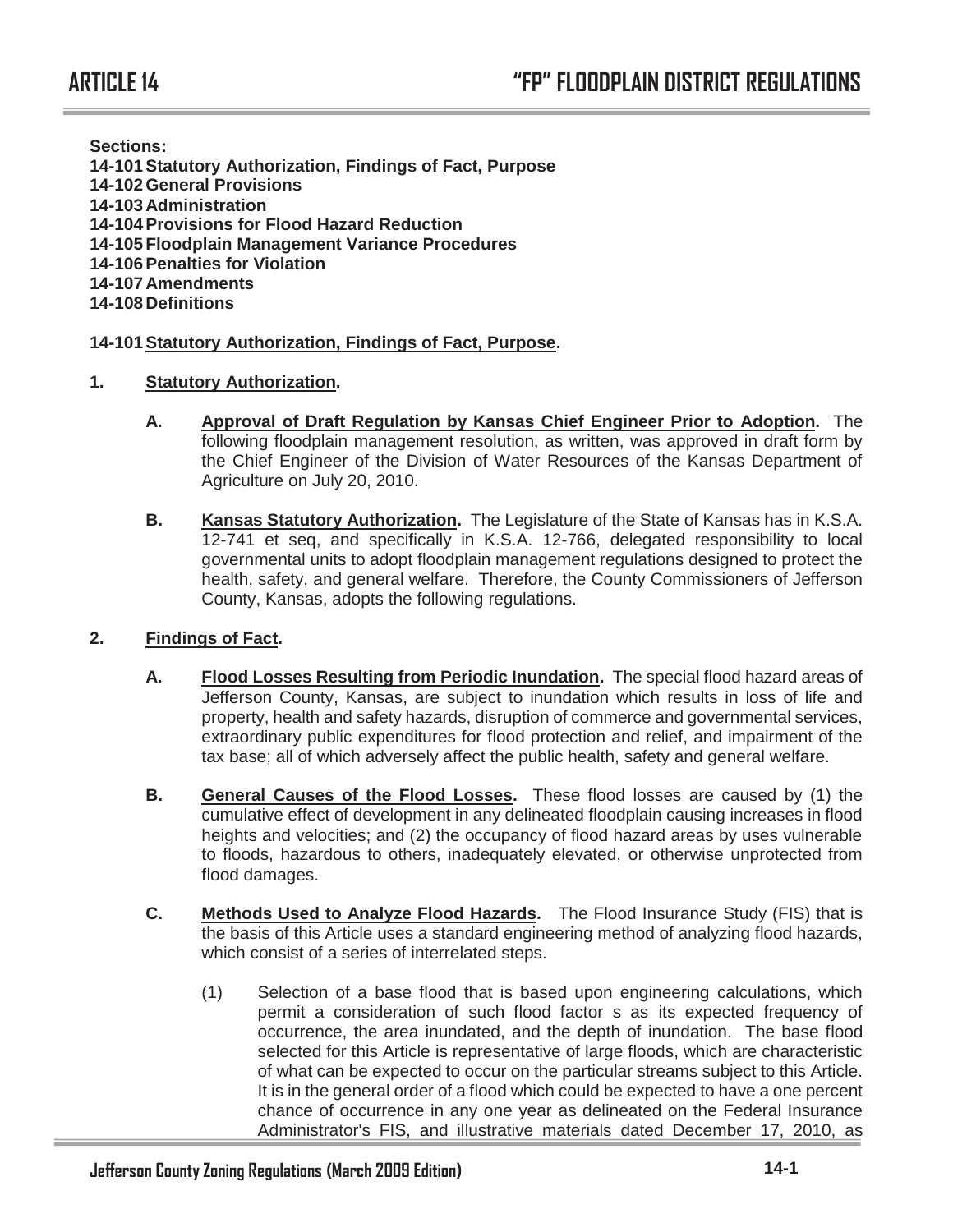# ARTICLE 14 "FP" FLOODPLAIN DISTRICT REGULATIONS

**Sections:**
**14-101 Statutory Authorization, Findings of Fact, Purpose**
**14-102 General Provisions**
**14-103 Administration**
**14-104 Provisions for Flood Hazard Reduction**
**14-105 Floodplain Management Variance Procedures**
**14-106 Penalties for Violation**
**14-107 Amendments**
**14-108 Definitions**

## 14-101 Statutory Authorization, Findings of Fact, Purpose.

### 1. Statutory Authorization.

**A. Approval of Draft Regulation by Kansas Chief Engineer Prior to Adoption.** The following floodplain management resolution, as written, was approved in draft form by the Chief Engineer of the Division of Water Resources of the Kansas Department of Agriculture on July 20, 2010.

**B. Kansas Statutory Authorization.** The Legislature of the State of Kansas has in K.S.A. 12-741 et seq, and specifically in K.S.A. 12-766, delegated responsibility to local governmental units to adopt floodplain management regulations designed to protect the health, safety, and general welfare. Therefore, the County Commissioners of Jefferson County, Kansas, adopts the following regulations.

### 2. Findings of Fact.

**A. Flood Losses Resulting from Periodic Inundation.** The special flood hazard areas of Jefferson County, Kansas, are subject to inundation which results in loss of life and property, health and safety hazards, disruption of commerce and governmental services, extraordinary public expenditures for flood protection and relief, and impairment of the tax base; all of which adversely affect the public health, safety and general welfare.

**B. General Causes of the Flood Losses.** These flood losses are caused by (1) the cumulative effect of development in any delineated floodplain causing increases in flood heights and velocities; and (2) the occupancy of flood hazard areas by uses vulnerable to floods, hazardous to others, inadequately elevated, or otherwise unprotected from flood damages.

**C. Methods Used to Analyze Flood Hazards.** The Flood Insurance Study (FIS) that is the basis of this Article uses a standard engineering method of analyzing flood hazards, which consist of a series of interrelated steps.

(1) Selection of a base flood that is based upon engineering calculations, which permit a consideration of such flood factor s as its expected frequency of occurrence, the area inundated, and the depth of inundation. The base flood selected for this Article is representative of large floods, which are characteristic of what can be expected to occur on the particular streams subject to this Article. It is in the general order of a flood which could be expected to have a one percent chance of occurrence in any one year as delineated on the Federal Insurance Administrator's FIS, and illustrative materials dated December 17, 2010, as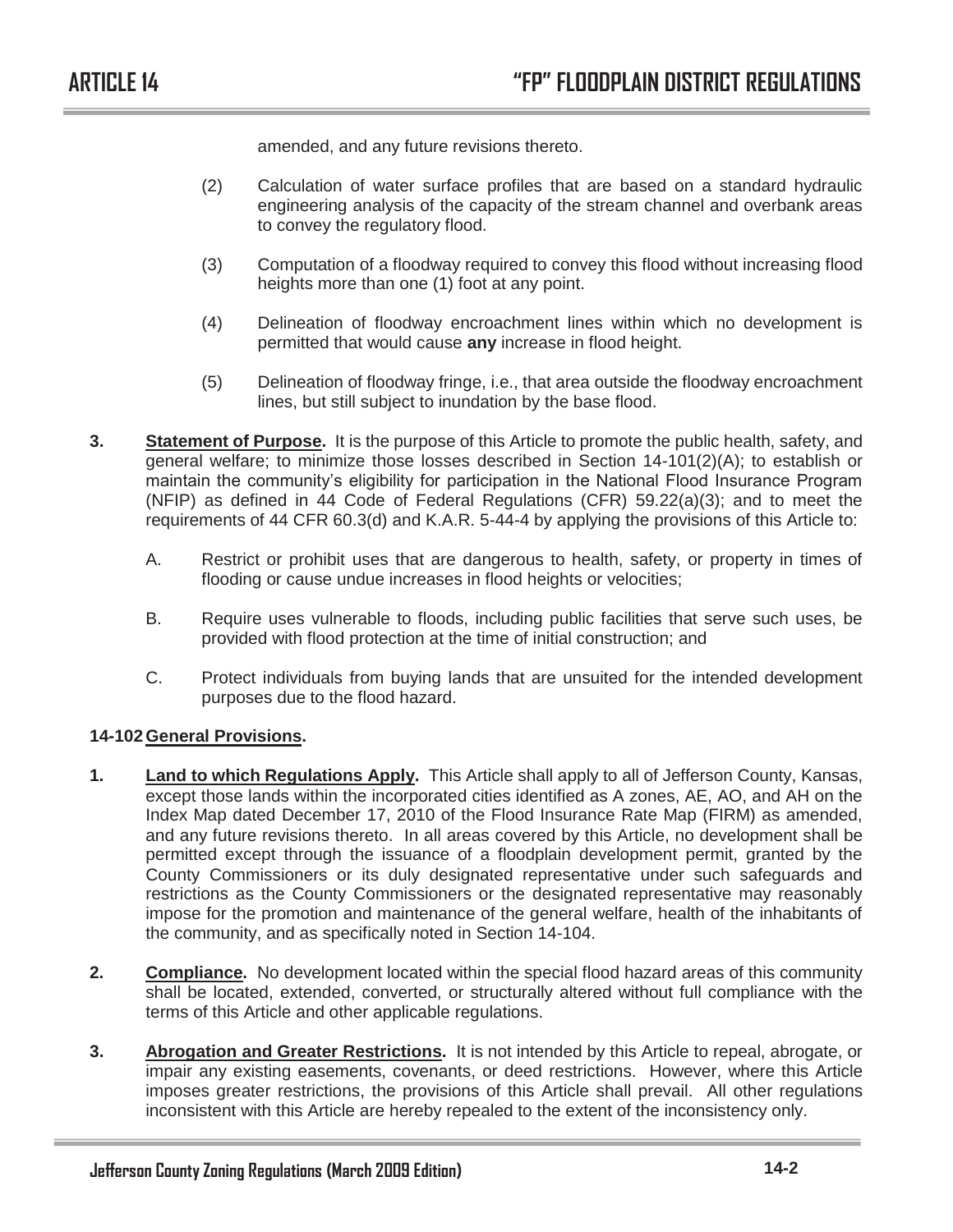amended, and any future revisions thereto.

(2) Calculation of water surface profiles that are based on a standard hydraulic engineering analysis of the capacity of the stream channel and overbank areas to convey the regulatory flood.

(3) Computation of a floodway required to convey this flood without increasing flood heights more than one (1) foot at any point.

(4) Delineation of floodway encroachment lines within which no development is permitted that would cause **any** increase in flood height.

(5) Delineation of floodway fringe, i.e., that area outside the floodway encroachment lines, but still subject to inundation by the base flood.

**3. Statement of Purpose.** It is the purpose of this Article to promote the public health, safety, and general welfare; to minimize those losses described in Section 14-101(2)(A); to establish or maintain the community's eligibility for participation in the National Flood Insurance Program (NFIP) as defined in 44 Code of Federal Regulations (CFR) 59.22(a)(3); and to meet the requirements of 44 CFR 60.3(d) and K.A.R. 5-44-4 by applying the provisions of this Article to:

A. Restrict or prohibit uses that are dangerous to health, safety, or property in times of flooding or cause undue increases in flood heights or velocities;

B. Require uses vulnerable to floods, including public facilities that serve such uses, be provided with flood protection at the time of initial construction; and

C. Protect individuals from buying lands that are unsuited for the intended development purposes due to the flood hazard.

### 14-102 General Provisions.

**1. Land to which Regulations Apply.** This Article shall apply to all of Jefferson County, Kansas, except those lands within the incorporated cities identified as A zones, AE, AO, and AH on the Index Map dated December 17, 2010 of the Flood Insurance Rate Map (FIRM) as amended, and any future revisions thereto. In all areas covered by this Article, no development shall be permitted except through the issuance of a floodplain development permit, granted by the County Commissioners or its duly designated representative under such safeguards and restrictions as the County Commissioners or the designated representative may reasonably impose for the promotion and maintenance of the general welfare, health of the inhabitants of the community, and as specifically noted in Section 14-104.

**2. Compliance.** No development located within the special flood hazard areas of this community shall be located, extended, converted, or structurally altered without full compliance with the terms of this Article and other applicable regulations.

**3. Abrogation and Greater Restrictions.** It is not intended by this Article to repeal, abrogate, or impair any existing easements, covenants, or deed restrictions. However, where this Article imposes greater restrictions, the provisions of this Article shall prevail. All other regulations inconsistent with this Article are hereby repealed to the extent of the inconsistency only.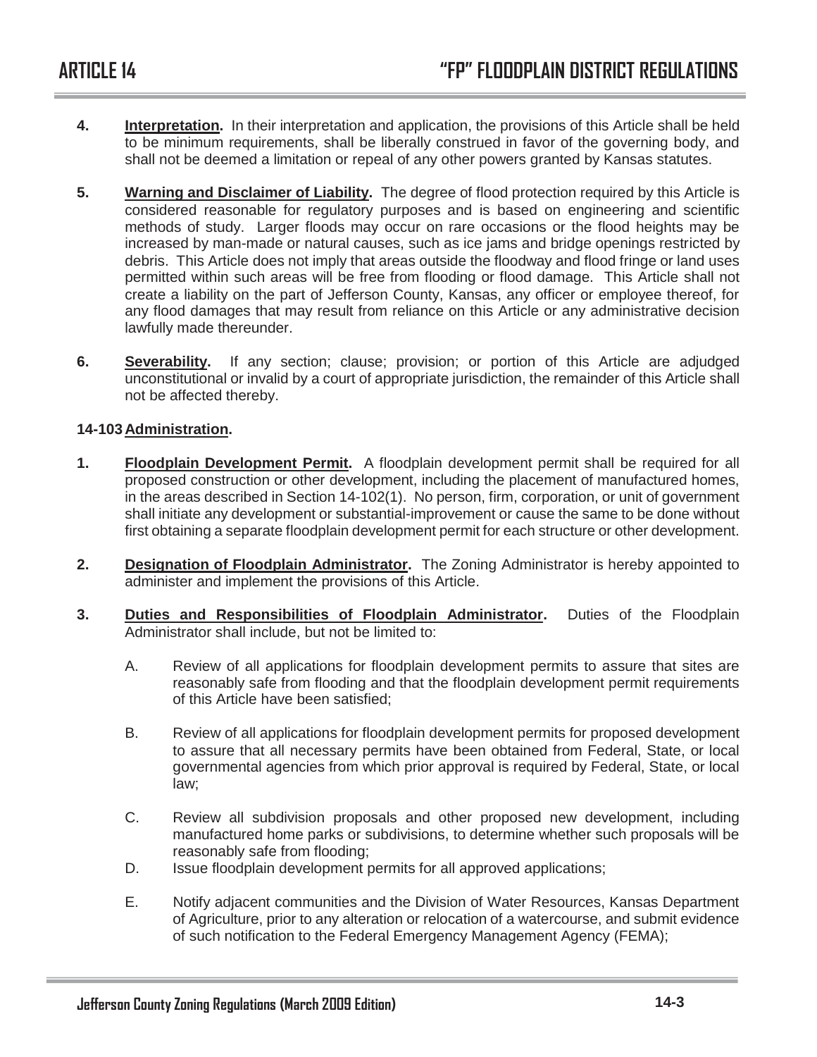**4.** **Interpretation.** In their interpretation and application, the provisions of this Article shall be held to be minimum requirements, shall be liberally construed in favor of the governing body, and shall not be deemed a limitation or repeal of any other powers granted by Kansas statutes.

**5.** **Warning and Disclaimer of Liability.** The degree of flood protection required by this Article is considered reasonable for regulatory purposes and is based on engineering and scientific methods of study. Larger floods may occur on rare occasions or the flood heights may be increased by man-made or natural causes, such as ice jams and bridge openings restricted by debris. This Article does not imply that areas outside the floodway and flood fringe or land uses permitted within such areas will be free from flooding or flood damage. This Article shall not create a liability on the part of Jefferson County, Kansas, any officer or employee thereof, for any flood damages that may result from reliance on this Article or any administrative decision lawfully made thereunder.

**6.** **Severability.** If any section; clause; provision; or portion of this Article are adjudged unconstitutional or invalid by a court of appropriate jurisdiction, the remainder of this Article shall not be affected thereby.

### 14-103 Administration.

**1.** **Floodplain Development Permit.** A floodplain development permit shall be required for all proposed construction or other development, including the placement of manufactured homes, in the areas described in Section 14-102(1). No person, firm, corporation, or unit of government shall initiate any development or substantial-improvement or cause the same to be done without first obtaining a separate floodplain development permit for each structure or other development.

**2.** **Designation of Floodplain Administrator.** The Zoning Administrator is hereby appointed to administer and implement the provisions of this Article.

**3.** **Duties and Responsibilities of Floodplain Administrator.** Duties of the Floodplain Administrator shall include, but not be limited to:

A. Review of all applications for floodplain development permits to assure that sites are reasonably safe from flooding and that the floodplain development permit requirements of this Article have been satisfied;

B. Review of all applications for floodplain development permits for proposed development to assure that all necessary permits have been obtained from Federal, State, or local governmental agencies from which prior approval is required by Federal, State, or local law;

C. Review all subdivision proposals and other proposed new development, including manufactured home parks or subdivisions, to determine whether such proposals will be reasonably safe from flooding;

D. Issue floodplain development permits for all approved applications;

E. Notify adjacent communities and the Division of Water Resources, Kansas Department of Agriculture, prior to any alteration or relocation of a watercourse, and submit evidence of such notification to the Federal Emergency Management Agency (FEMA);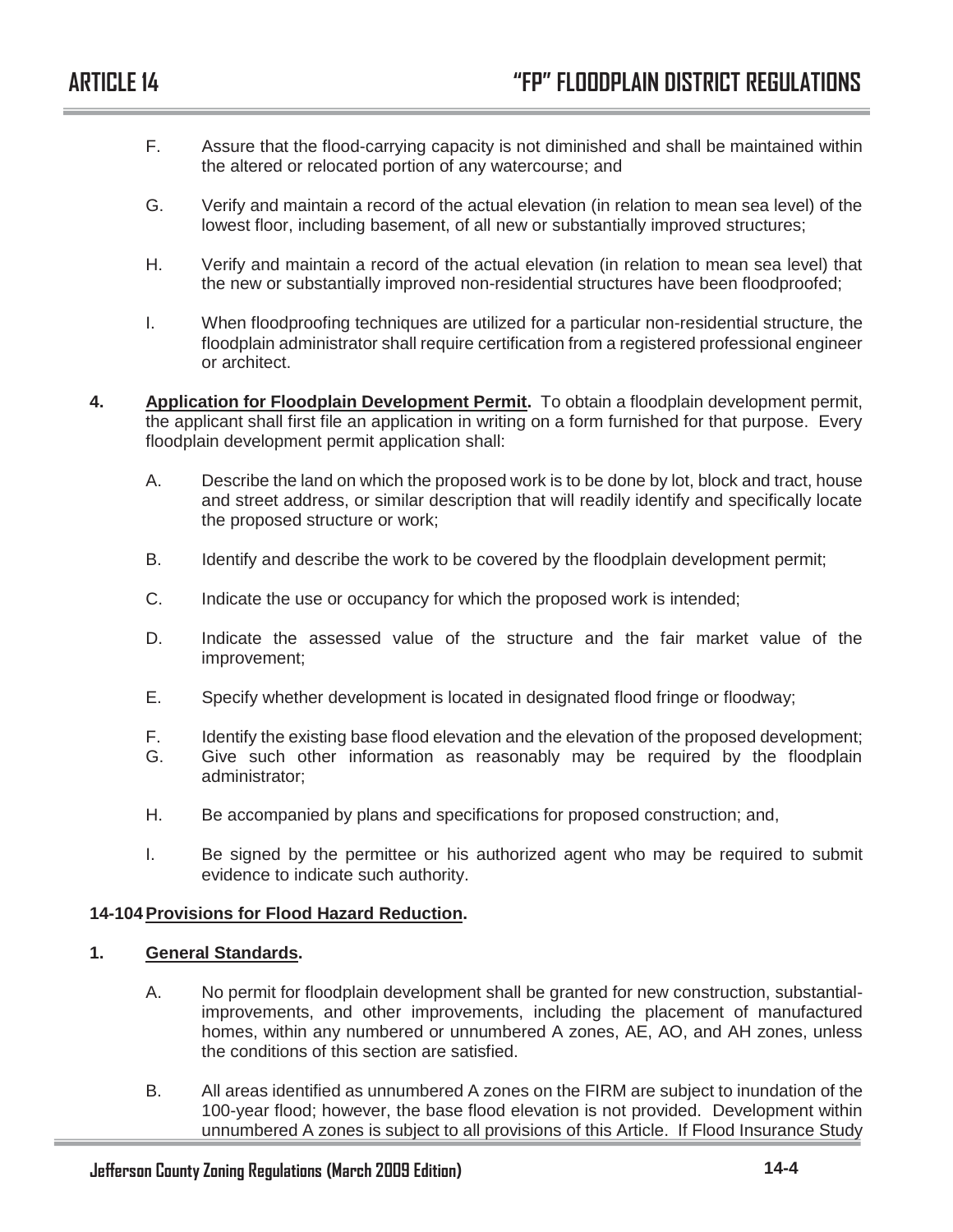F. Assure that the flood-carrying capacity is not diminished and shall be maintained within the altered or relocated portion of any watercourse; and

G. Verify and maintain a record of the actual elevation (in relation to mean sea level) of the lowest floor, including basement, of all new or substantially improved structures;

H. Verify and maintain a record of the actual elevation (in relation to mean sea level) that the new or substantially improved non-residential structures have been floodproofed;

I. When floodproofing techniques are utilized for a particular non-residential structure, the floodplain administrator shall require certification from a registered professional engineer or architect.

**4. Application for Floodplain Development Permit.** To obtain a floodplain development permit, the applicant shall first file an application in writing on a form furnished for that purpose. Every floodplain development permit application shall:

A. Describe the land on which the proposed work is to be done by lot, block and tract, house and street address, or similar description that will readily identify and specifically locate the proposed structure or work;

B. Identify and describe the work to be covered by the floodplain development permit;

C. Indicate the use or occupancy for which the proposed work is intended;

D. Indicate the assessed value of the structure and the fair market value of the improvement;

E. Specify whether development is located in designated flood fringe or floodway;

F. Identify the existing base flood elevation and the elevation of the proposed development;

G. Give such other information as reasonably may be required by the floodplain administrator;

H. Be accompanied by plans and specifications for proposed construction; and,

I. Be signed by the permittee or his authorized agent who may be required to submit evidence to indicate such authority.

### 14-104 Provisions for Flood Hazard Reduction.

**1. General Standards.**

A. No permit for floodplain development shall be granted for new construction, substantial-improvements, and other improvements, including the placement of manufactured homes, within any numbered or unnumbered A zones, AE, AO, and AH zones, unless the conditions of this section are satisfied.

B. All areas identified as unnumbered A zones on the FIRM are subject to inundation of the 100-year flood; however, the base flood elevation is not provided. Development within unnumbered A zones is subject to all provisions of this Article. If Flood Insurance Study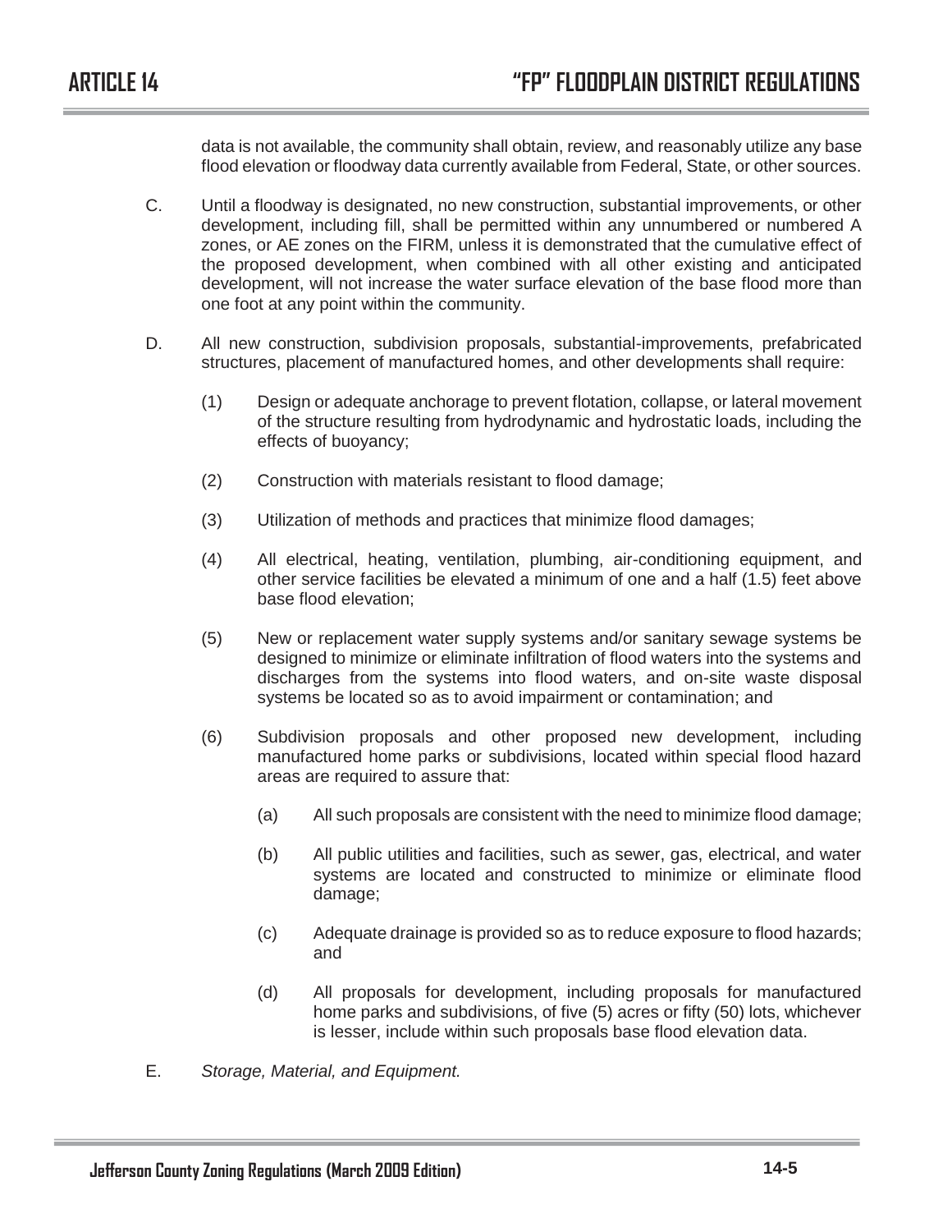data is not available, the community shall obtain, review, and reasonably utilize any base flood elevation or floodway data currently available from Federal, State, or other sources.

C. Until a floodway is designated, no new construction, substantial improvements, or other development, including fill, shall be permitted within any unnumbered or numbered A zones, or AE zones on the FIRM, unless it is demonstrated that the cumulative effect of the proposed development, when combined with all other existing and anticipated development, will not increase the water surface elevation of the base flood more than one foot at any point within the community.

D. All new construction, subdivision proposals, substantial-improvements, prefabricated structures, placement of manufactured homes, and other developments shall require:

   (1) Design or adequate anchorage to prevent flotation, collapse, or lateral movement of the structure resulting from hydrodynamic and hydrostatic loads, including the effects of buoyancy;

   (2) Construction with materials resistant to flood damage;

   (3) Utilization of methods and practices that minimize flood damages;

   (4) All electrical, heating, ventilation, plumbing, air-conditioning equipment, and other service facilities be elevated a minimum of one and a half (1.5) feet above base flood elevation;

   (5) New or replacement water supply systems and/or sanitary sewage systems be designed to minimize or eliminate infiltration of flood waters into the systems and discharges from the systems into flood waters, and on-site waste disposal systems be located so as to avoid impairment or contamination; and

   (6) Subdivision proposals and other proposed new development, including manufactured home parks or subdivisions, located within special flood hazard areas are required to assure that:

      (a) All such proposals are consistent with the need to minimize flood damage;

      (b) All public utilities and facilities, such as sewer, gas, electrical, and water systems are located and constructed to minimize or eliminate flood damage;

      (c) Adequate drainage is provided so as to reduce exposure to flood hazards; and

      (d) All proposals for development, including proposals for manufactured home parks and subdivisions, of five (5) acres or fifty (50) lots, whichever is lesser, include within such proposals base flood elevation data.

E. *Storage, Material, and Equipment.*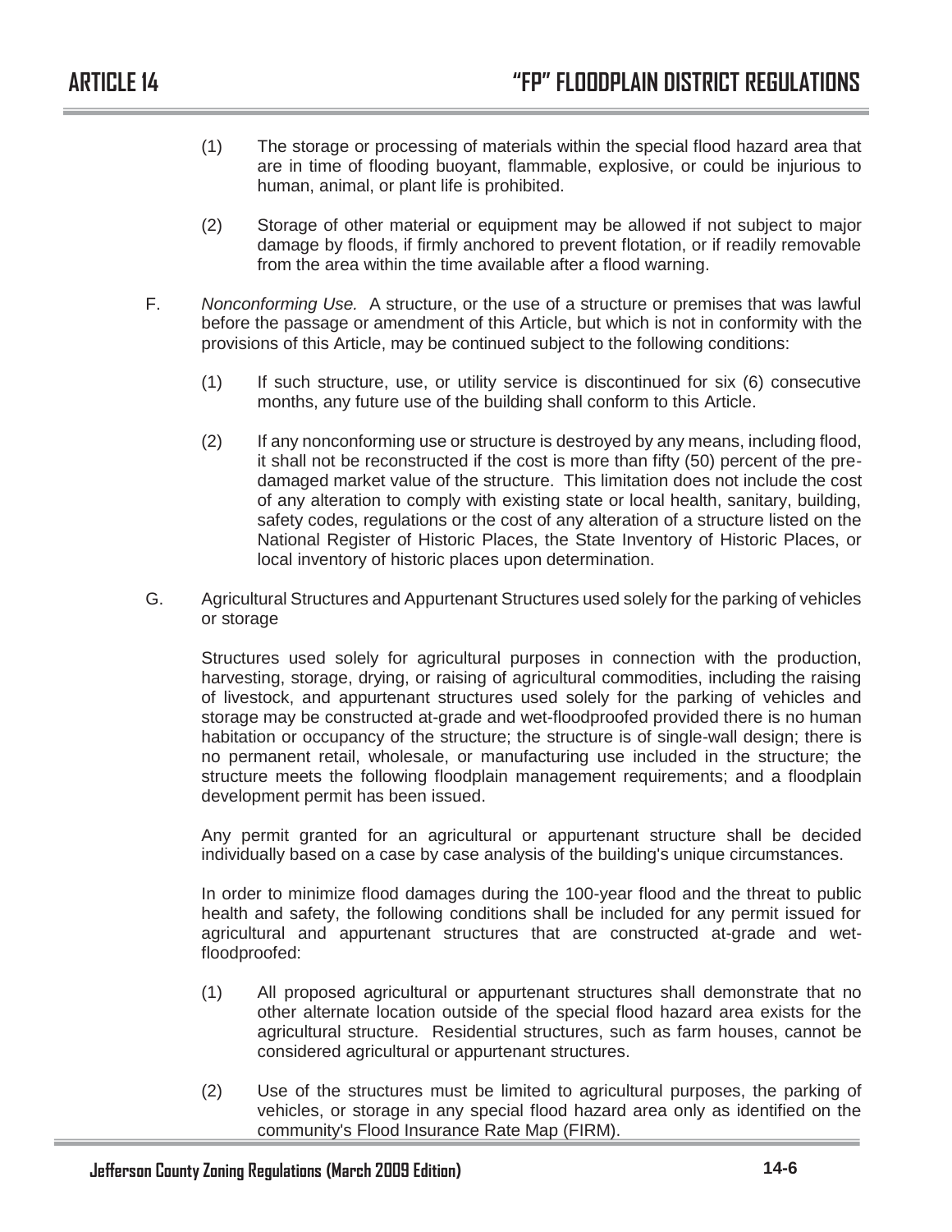(1) The storage or processing of materials within the special flood hazard area that are in time of flooding buoyant, flammable, explosive, or could be injurious to human, animal, or plant life is prohibited.

(2) Storage of other material or equipment may be allowed if not subject to major damage by floods, if firmly anchored to prevent flotation, or if readily removable from the area within the time available after a flood warning.

F. *Nonconforming Use.* A structure, or the use of a structure or premises that was lawful before the passage or amendment of this Article, but which is not in conformity with the provisions of this Article, may be continued subject to the following conditions:

(1) If such structure, use, or utility service is discontinued for six (6) consecutive months, any future use of the building shall conform to this Article.

(2) If any nonconforming use or structure is destroyed by any means, including flood, it shall not be reconstructed if the cost is more than fifty (50) percent of the pre-damaged market value of the structure. This limitation does not include the cost of any alteration to comply with existing state or local health, sanitary, building, safety codes, regulations or the cost of any alteration of a structure listed on the National Register of Historic Places, the State Inventory of Historic Places, or local inventory of historic places upon determination.

G. Agricultural Structures and Appurtenant Structures used solely for the parking of vehicles or storage

Structures used solely for agricultural purposes in connection with the production, harvesting, storage, drying, or raising of agricultural commodities, including the raising of livestock, and appurtenant structures used solely for the parking of vehicles and storage may be constructed at-grade and wet-floodproofed provided there is no human habitation or occupancy of the structure; the structure is of single-wall design; there is no permanent retail, wholesale, or manufacturing use included in the structure; the structure meets the following floodplain management requirements; and a floodplain development permit has been issued.

Any permit granted for an agricultural or appurtenant structure shall be decided individually based on a case by case analysis of the building's unique circumstances.

In order to minimize flood damages during the 100-year flood and the threat to public health and safety, the following conditions shall be included for any permit issued for agricultural and appurtenant structures that are constructed at-grade and wet-floodproofed:

(1) All proposed agricultural or appurtenant structures shall demonstrate that no other alternate location outside of the special flood hazard area exists for the agricultural structure. Residential structures, such as farm houses, cannot be considered agricultural or appurtenant structures.

(2) Use of the structures must be limited to agricultural purposes, the parking of vehicles, or storage in any special flood hazard area only as identified on the community's Flood Insurance Rate Map (FIRM).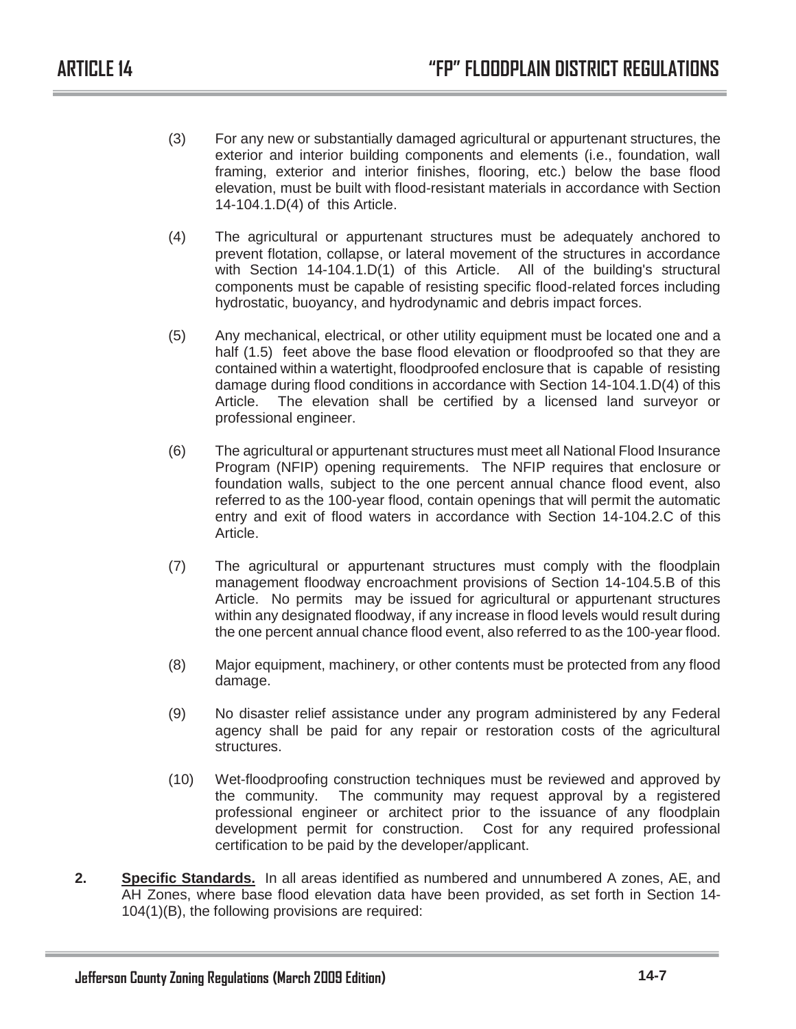(3) For any new or substantially damaged agricultural or appurtenant structures, the exterior and interior building components and elements (i.e., foundation, wall framing, exterior and interior finishes, flooring, etc.) below the base flood elevation, must be built with flood-resistant materials in accordance with Section 14-104.1.D(4) of this Article.

(4) The agricultural or appurtenant structures must be adequately anchored to prevent flotation, collapse, or lateral movement of the structures in accordance with Section 14-104.1.D(1) of this Article. All of the building's structural components must be capable of resisting specific flood-related forces including hydrostatic, buoyancy, and hydrodynamic and debris impact forces.

(5) Any mechanical, electrical, or other utility equipment must be located one and a half (1.5) feet above the base flood elevation or floodproofed so that they are contained within a watertight, floodproofed enclosure that is capable of resisting damage during flood conditions in accordance with Section 14-104.1.D(4) of this Article. The elevation shall be certified by a licensed land surveyor or professional engineer.

(6) The agricultural or appurtenant structures must meet all National Flood Insurance Program (NFIP) opening requirements. The NFIP requires that enclosure or foundation walls, subject to the one percent annual chance flood event, also referred to as the 100-year flood, contain openings that will permit the automatic entry and exit of flood waters in accordance with Section 14-104.2.C of this Article.

(7) The agricultural or appurtenant structures must comply with the floodplain management floodway encroachment provisions of Section 14-104.5.B of this Article. No permits may be issued for agricultural or appurtenant structures within any designated floodway, if any increase in flood levels would result during the one percent annual chance flood event, also referred to as the 100-year flood.

(8) Major equipment, machinery, or other contents must be protected from any flood damage.

(9) No disaster relief assistance under any program administered by any Federal agency shall be paid for any repair or restoration costs of the agricultural structures.

(10) Wet-floodproofing construction techniques must be reviewed and approved by the community. The community may request approval by a registered professional engineer or architect prior to the issuance of any floodplain development permit for construction. Cost for any required professional certification to be paid by the developer/applicant.

**2. Specific Standards.** In all areas identified as numbered and unnumbered A zones, AE, and AH Zones, where base flood elevation data have been provided, as set forth in Section 14-104(1)(B), the following provisions are required: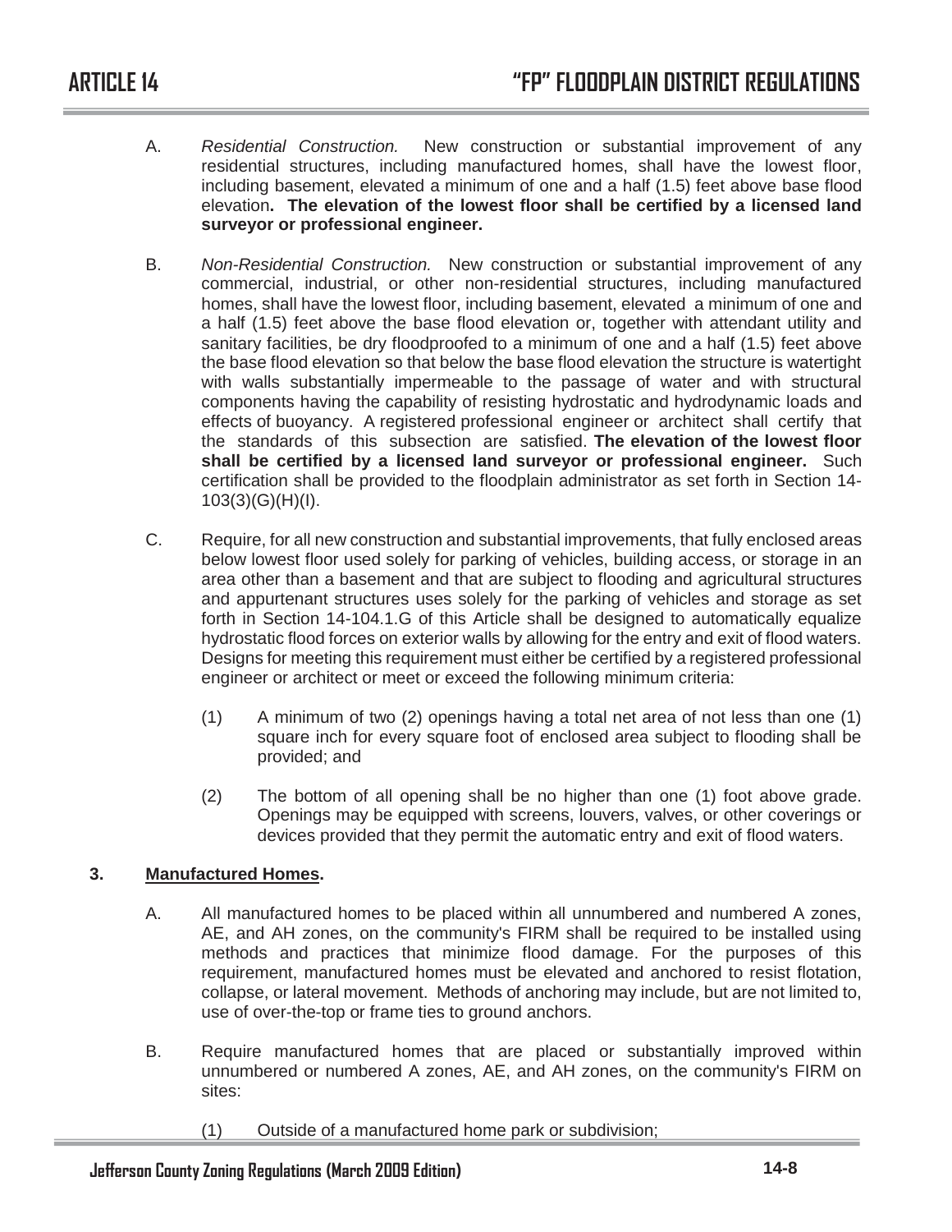A. *Residential Construction.* New construction or substantial improvement of any residential structures, including manufactured homes, shall have the lowest floor, including basement, elevated a minimum of one and a half (1.5) feet above base flood elevation**. The elevation of the lowest floor shall be certified by a licensed land surveyor or professional engineer.**

B. *Non-Residential Construction.* New construction or substantial improvement of any commercial, industrial, or other non-residential structures, including manufactured homes, shall have the lowest floor, including basement, elevated a minimum of one and a half (1.5) feet above the base flood elevation or, together with attendant utility and sanitary facilities, be dry floodproofed to a minimum of one and a half (1.5) feet above the base flood elevation so that below the base flood elevation the structure is watertight with walls substantially impermeable to the passage of water and with structural components having the capability of resisting hydrostatic and hydrodynamic loads and effects of buoyancy. A registered professional engineer or architect shall certify that the standards of this subsection are satisfied. **The elevation of the lowest floor shall be certified by a licensed land surveyor or professional engineer.** Such certification shall be provided to the floodplain administrator as set forth in Section 14-103(3)(G)(H)(I).

C. Require, for all new construction and substantial improvements, that fully enclosed areas below lowest floor used solely for parking of vehicles, building access, or storage in an area other than a basement and that are subject to flooding and agricultural structures and appurtenant structures uses solely for the parking of vehicles and storage as set forth in Section 14-104.1.G of this Article shall be designed to automatically equalize hydrostatic flood forces on exterior walls by allowing for the entry and exit of flood waters. Designs for meeting this requirement must either be certified by a registered professional engineer or architect or meet or exceed the following minimum criteria:

(1) A minimum of two (2) openings having a total net area of not less than one (1) square inch for every square foot of enclosed area subject to flooding shall be provided; and

(2) The bottom of all opening shall be no higher than one (1) foot above grade. Openings may be equipped with screens, louvers, valves, or other coverings or devices provided that they permit the automatic entry and exit of flood waters.

**3. Manufactured Homes.**

A. All manufactured homes to be placed within all unnumbered and numbered A zones, AE, and AH zones, on the community's FIRM shall be required to be installed using methods and practices that minimize flood damage. For the purposes of this requirement, manufactured homes must be elevated and anchored to resist flotation, collapse, or lateral movement. Methods of anchoring may include, but are not limited to, use of over-the-top or frame ties to ground anchors.

B. Require manufactured homes that are placed or substantially improved within unnumbered or numbered A zones, AE, and AH zones, on the community's FIRM on sites:

(1) Outside of a manufactured home park or subdivision;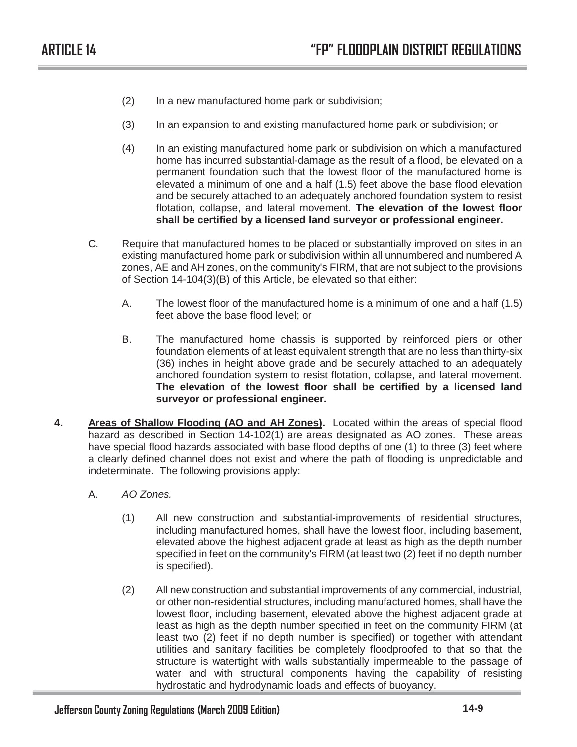(2) In a new manufactured home park or subdivision;

(3) In an expansion to and existing manufactured home park or subdivision; or

(4) In an existing manufactured home park or subdivision on which a manufactured home has incurred substantial-damage as the result of a flood, be elevated on a permanent foundation such that the lowest floor of the manufactured home is elevated a minimum of one and a half (1.5) feet above the base flood elevation and be securely attached to an adequately anchored foundation system to resist flotation, collapse, and lateral movement. **The elevation of the lowest floor shall be certified by a licensed land surveyor or professional engineer.**

C. Require that manufactured homes to be placed or substantially improved on sites in an existing manufactured home park or subdivision within all unnumbered and numbered A zones, AE and AH zones, on the community's FIRM, that are not subject to the provisions of Section 14-104(3)(B) of this Article, be elevated so that either:

A. The lowest floor of the manufactured home is a minimum of one and a half (1.5) feet above the base flood level; or

B. The manufactured home chassis is supported by reinforced piers or other foundation elements of at least equivalent strength that are no less than thirty-six (36) inches in height above grade and be securely attached to an adequately anchored foundation system to resist flotation, collapse, and lateral movement. **The elevation of the lowest floor shall be certified by a licensed land surveyor or professional engineer.**

**4. <u>Areas of Shallow Flooding (AO and AH Zones)</u>.** Located within the areas of special flood hazard as described in Section 14-102(1) are areas designated as AO zones. These areas have special flood hazards associated with base flood depths of one (1) to three (3) feet where a clearly defined channel does not exist and where the path of flooding is unpredictable and indeterminate. The following provisions apply:

A. *AO Zones.*

(1) All new construction and substantial-improvements of residential structures, including manufactured homes, shall have the lowest floor, including basement, elevated above the highest adjacent grade at least as high as the depth number specified in feet on the community's FIRM (at least two (2) feet if no depth number is specified).

(2) All new construction and substantial improvements of any commercial, industrial, or other non-residential structures, including manufactured homes, shall have the lowest floor, including basement, elevated above the highest adjacent grade at least as high as the depth number specified in feet on the community FIRM (at least two (2) feet if no depth number is specified) or together with attendant utilities and sanitary facilities be completely floodproofed to that so that the structure is watertight with walls substantially impermeable to the passage of water and with structural components having the capability of resisting hydrostatic and hydrodynamic loads and effects of buoyancy.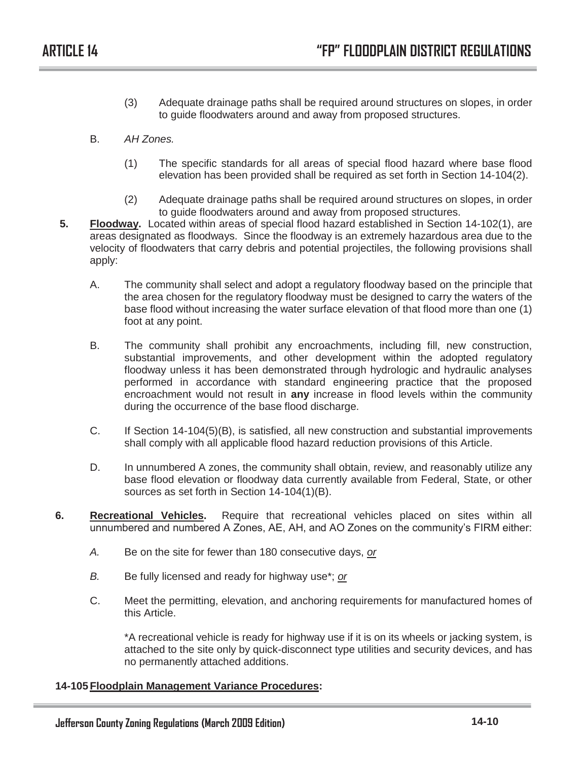(3) Adequate drainage paths shall be required around structures on slopes, in order to guide floodwaters around and away from proposed structures.

B. *AH Zones.*

(1) The specific standards for all areas of special flood hazard where base flood elevation has been provided shall be required as set forth in Section 14-104(2).

(2) Adequate drainage paths shall be required around structures on slopes, in order to guide floodwaters around and away from proposed structures.

**5. <u>Floodway</u>.** Located within areas of special flood hazard established in Section 14-102(1), are areas designated as floodways. Since the floodway is an extremely hazardous area due to the velocity of floodwaters that carry debris and potential projectiles, the following provisions shall apply:

A. The community shall select and adopt a regulatory floodway based on the principle that the area chosen for the regulatory floodway must be designed to carry the waters of the base flood without increasing the water surface elevation of that flood more than one (1) foot at any point.

B. The community shall prohibit any encroachments, including fill, new construction, substantial improvements, and other development within the adopted regulatory floodway unless it has been demonstrated through hydrologic and hydraulic analyses performed in accordance with standard engineering practice that the proposed encroachment would not result in **any** increase in flood levels within the community during the occurrence of the base flood discharge.

C. If Section 14-104(5)(B), is satisfied, all new construction and substantial improvements shall comply with all applicable flood hazard reduction provisions of this Article.

D. In unnumbered A zones, the community shall obtain, review, and reasonably utilize any base flood elevation or floodway data currently available from Federal, State, or other sources as set forth in Section 14-104(1)(B).

**6. <u>Recreational Vehicles</u>.** Require that recreational vehicles placed on sites within all unnumbered and numbered A Zones, AE, AH, and AO Zones on the community's FIRM either:

*A.* Be on the site for fewer than 180 consecutive days, *<u>or</u>*

*B.* Be fully licensed and ready for highway use*; *<u>or</u>*

C. Meet the permitting, elevation, and anchoring requirements for manufactured homes of this Article.

*A recreational vehicle is ready for highway use if it is on its wheels or jacking system, is attached to the site only by quick-disconnect type utilities and security devices, and has no permanently attached additions.

**14-105 <u>Floodplain Management Variance Procedures</u>:**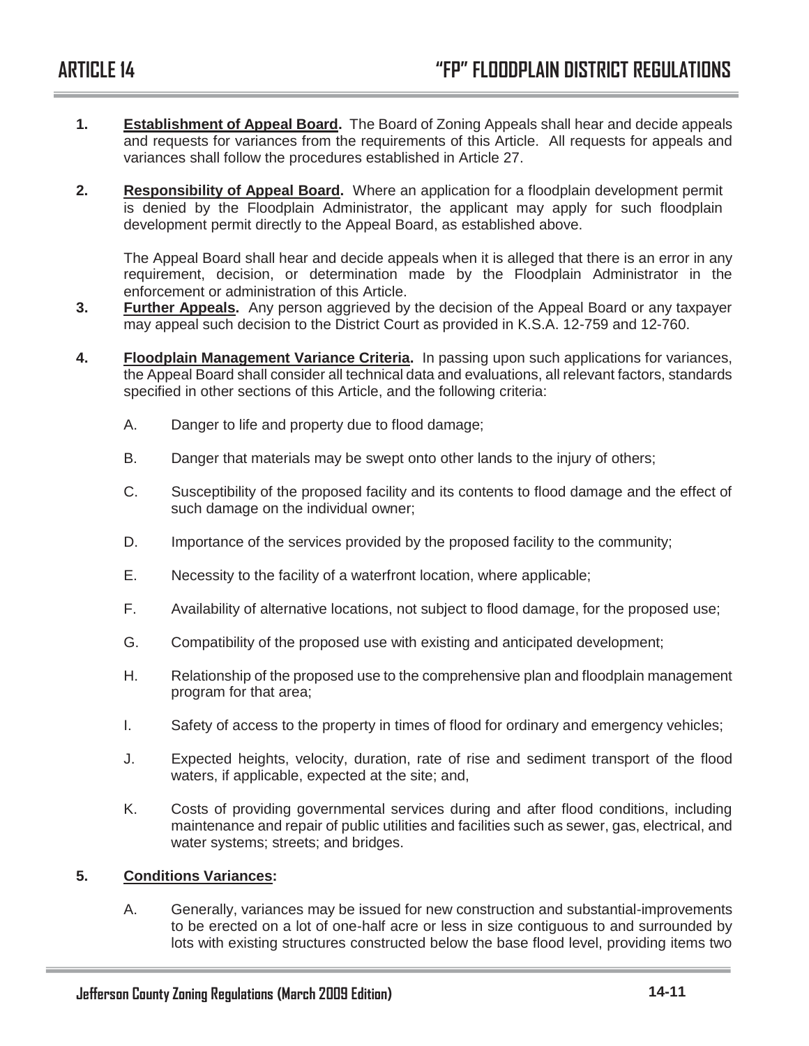**1. Establishment of Appeal Board.** The Board of Zoning Appeals shall hear and decide appeals and requests for variances from the requirements of this Article. All requests for appeals and variances shall follow the procedures established in Article 27.

**2. Responsibility of Appeal Board.** Where an application for a floodplain development permit is denied by the Floodplain Administrator, the applicant may apply for such floodplain development permit directly to the Appeal Board, as established above.

The Appeal Board shall hear and decide appeals when it is alleged that there is an error in any requirement, decision, or determination made by the Floodplain Administrator in the enforcement or administration of this Article.

**3. Further Appeals.** Any person aggrieved by the decision of the Appeal Board or any taxpayer may appeal such decision to the District Court as provided in K.S.A. 12-759 and 12-760.

**4. Floodplain Management Variance Criteria.** In passing upon such applications for variances, the Appeal Board shall consider all technical data and evaluations, all relevant factors, standards specified in other sections of this Article, and the following criteria:

A. Danger to life and property due to flood damage;

B. Danger that materials may be swept onto other lands to the injury of others;

C. Susceptibility of the proposed facility and its contents to flood damage and the effect of such damage on the individual owner;

D. Importance of the services provided by the proposed facility to the community;

E. Necessity to the facility of a waterfront location, where applicable;

F. Availability of alternative locations, not subject to flood damage, for the proposed use;

G. Compatibility of the proposed use with existing and anticipated development;

H. Relationship of the proposed use to the comprehensive plan and floodplain management program for that area;

I. Safety of access to the property in times of flood for ordinary and emergency vehicles;

J. Expected heights, velocity, duration, rate of rise and sediment transport of the flood waters, if applicable, expected at the site; and,

K. Costs of providing governmental services during and after flood conditions, including maintenance and repair of public utilities and facilities such as sewer, gas, electrical, and water systems; streets; and bridges.

**5. Conditions Variances:**

A. Generally, variances may be issued for new construction and substantial-improvements to be erected on a lot of one-half acre or less in size contiguous to and surrounded by lots with existing structures constructed below the base flood level, providing items two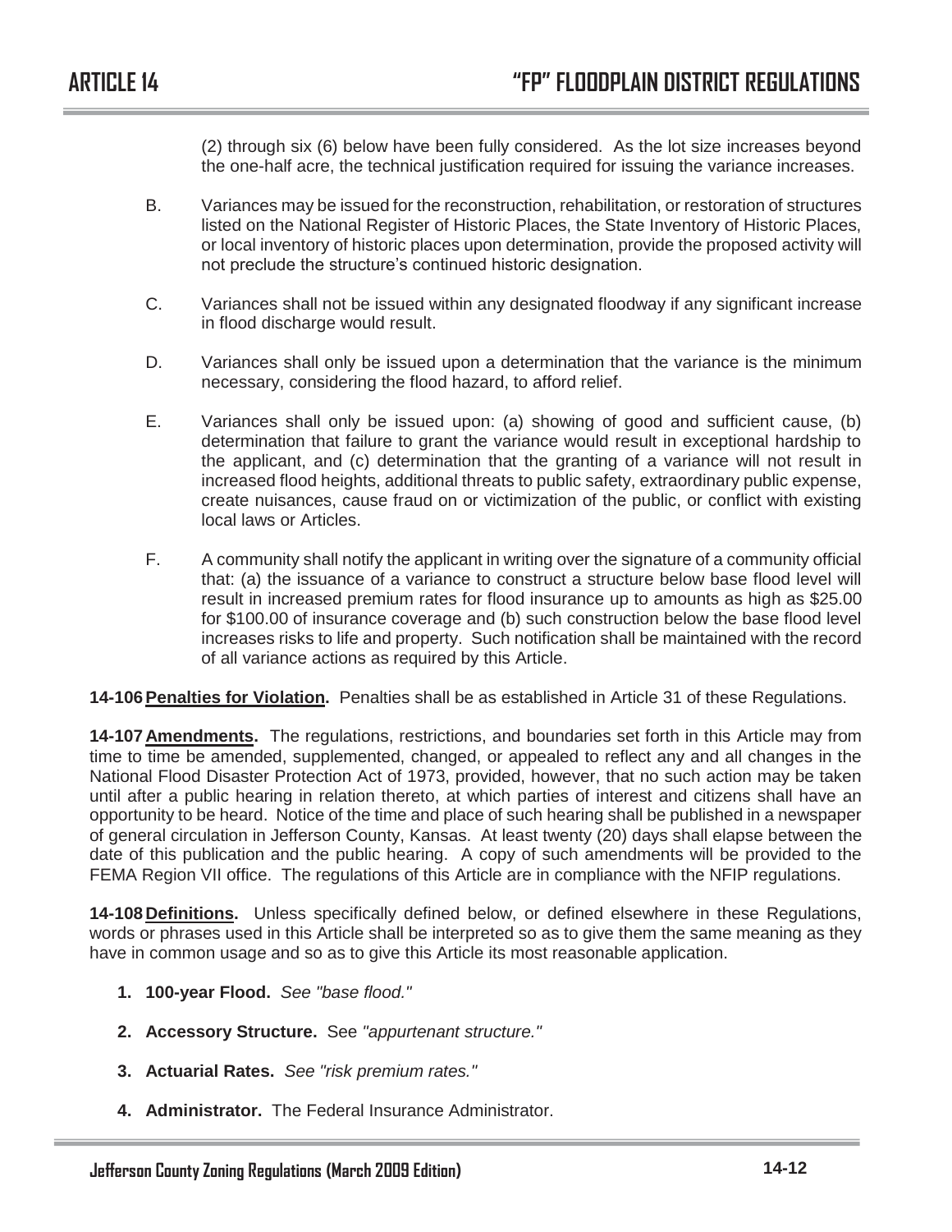(2) through six (6) below have been fully considered. As the lot size increases beyond the one-half acre, the technical justification required for issuing the variance increases.

B. Variances may be issued for the reconstruction, rehabilitation, or restoration of structures listed on the National Register of Historic Places, the State Inventory of Historic Places, or local inventory of historic places upon determination, provide the proposed activity will not preclude the structure's continued historic designation.

C. Variances shall not be issued within any designated floodway if any significant increase in flood discharge would result.

D. Variances shall only be issued upon a determination that the variance is the minimum necessary, considering the flood hazard, to afford relief.

E. Variances shall only be issued upon: (a) showing of good and sufficient cause, (b) determination that failure to grant the variance would result in exceptional hardship to the applicant, and (c) determination that the granting of a variance will not result in increased flood heights, additional threats to public safety, extraordinary public expense, create nuisances, cause fraud on or victimization of the public, or conflict with existing local laws or Articles.

F. A community shall notify the applicant in writing over the signature of a community official that: (a) the issuance of a variance to construct a structure below base flood level will result in increased premium rates for flood insurance up to amounts as high as $25.00 for $100.00 of insurance coverage and (b) such construction below the base flood level increases risks to life and property. Such notification shall be maintained with the record of all variance actions as required by this Article.

**14-106 Penalties for Violation.** Penalties shall be as established in Article 31 of these Regulations.

**14-107 Amendments.** The regulations, restrictions, and boundaries set forth in this Article may from time to time be amended, supplemented, changed, or appealed to reflect any and all changes in the National Flood Disaster Protection Act of 1973, provided, however, that no such action may be taken until after a public hearing in relation thereto, at which parties of interest and citizens shall have an opportunity to be heard. Notice of the time and place of such hearing shall be published in a newspaper of general circulation in Jefferson County, Kansas. At least twenty (20) days shall elapse between the date of this publication and the public hearing. A copy of such amendments will be provided to the FEMA Region VII office. The regulations of this Article are in compliance with the NFIP regulations.

**14-108 Definitions.** Unless specifically defined below, or defined elsewhere in these Regulations, words or phrases used in this Article shall be interpreted so as to give them the same meaning as they have in common usage and so as to give this Article its most reasonable application.

1. **100-year Flood.** *See "base flood."*
2. **Accessory Structure.** See *"appurtenant structure."*
3. **Actuarial Rates.** *See "risk premium rates."*
4. **Administrator.** The Federal Insurance Administrator.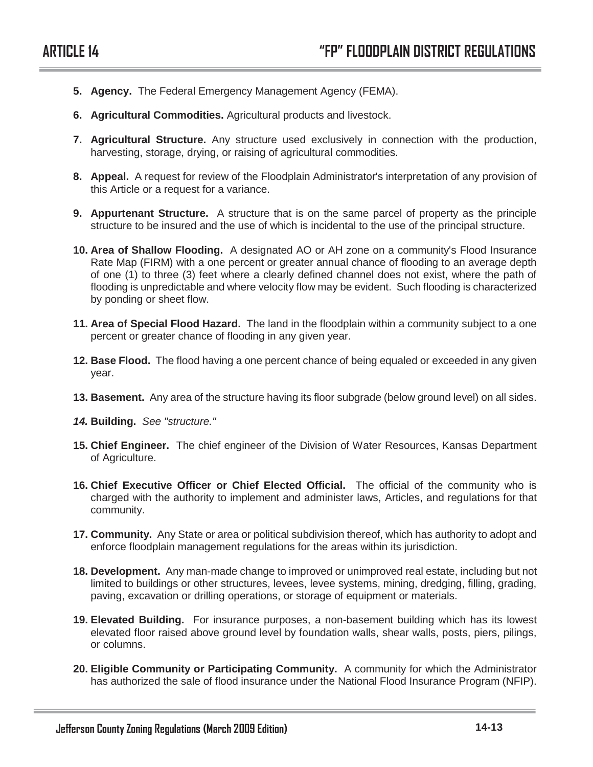5. **Agency.** The Federal Emergency Management Agency (FEMA).

6. **Agricultural Commodities.** Agricultural products and livestock.

7. **Agricultural Structure.** Any structure used exclusively in connection with the production, harvesting, storage, drying, or raising of agricultural commodities.

8. **Appeal.** A request for review of the Floodplain Administrator's interpretation of any provision of this Article or a request for a variance.

9. **Appurtenant Structure.** A structure that is on the same parcel of property as the principle structure to be insured and the use of which is incidental to the use of the principal structure.

10. **Area of Shallow Flooding.** A designated AO or AH zone on a community's Flood Insurance Rate Map (FIRM) with a one percent or greater annual chance of flooding to an average depth of one (1) to three (3) feet where a clearly defined channel does not exist, where the path of flooding is unpredictable and where velocity flow may be evident. Such flooding is characterized by ponding or sheet flow.

11. **Area of Special Flood Hazard.** The land in the floodplain within a community subject to a one percent or greater chance of flooding in any given year.

12. **Base Flood.** The flood having a one percent chance of being equaled or exceeded in any given year.

13. **Basement.** Any area of the structure having its floor subgrade (below ground level) on all sides.

14. **Building.** *See "structure."*

15. **Chief Engineer.** The chief engineer of the Division of Water Resources, Kansas Department of Agriculture.

16. **Chief Executive Officer or Chief Elected Official.** The official of the community who is charged with the authority to implement and administer laws, Articles, and regulations for that community.

17. **Community.** Any State or area or political subdivision thereof, which has authority to adopt and enforce floodplain management regulations for the areas within its jurisdiction.

18. **Development.** Any man-made change to improved or unimproved real estate, including but not limited to buildings or other structures, levees, levee systems, mining, dredging, filling, grading, paving, excavation or drilling operations, or storage of equipment or materials.

19. **Elevated Building.** For insurance purposes, a non-basement building which has its lowest elevated floor raised above ground level by foundation walls, shear walls, posts, piers, pilings, or columns.

20. **Eligible Community or Participating Community.** A community for which the Administrator has authorized the sale of flood insurance under the National Flood Insurance Program (NFIP).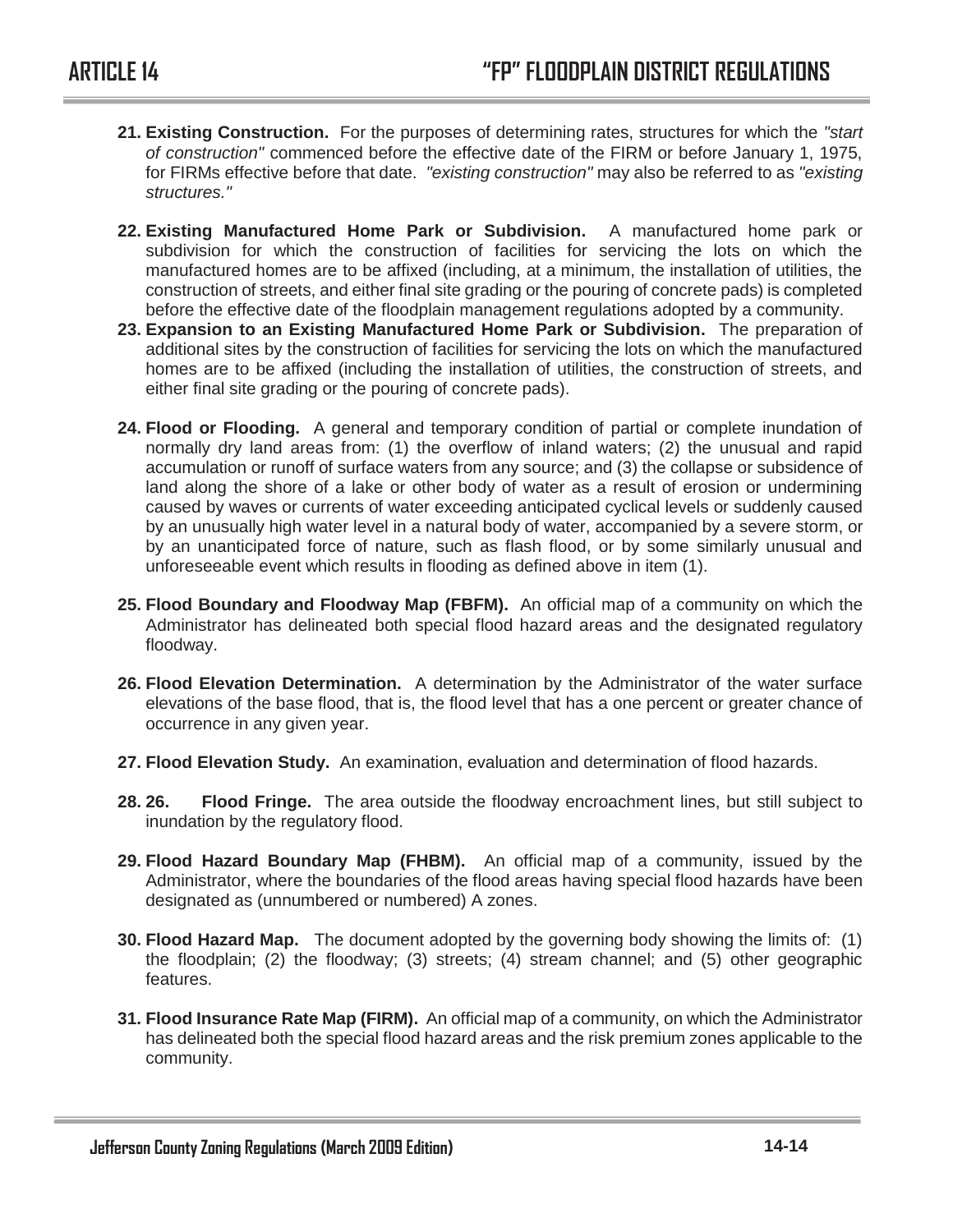21. **Existing Construction.** For the purposes of determining rates, structures for which the *"start of construction"* commenced before the effective date of the FIRM or before January 1, 1975, for FIRMs effective before that date. *"existing construction"* may also be referred to as *"existing structures."*

22. **Existing Manufactured Home Park or Subdivision.** A manufactured home park or subdivision for which the construction of facilities for servicing the lots on which the manufactured homes are to be affixed (including, at a minimum, the installation of utilities, the construction of streets, and either final site grading or the pouring of concrete pads) is completed before the effective date of the floodplain management regulations adopted by a community.

23. **Expansion to an Existing Manufactured Home Park or Subdivision.** The preparation of additional sites by the construction of facilities for servicing the lots on which the manufactured homes are to be affixed (including the installation of utilities, the construction of streets, and either final site grading or the pouring of concrete pads).

24. **Flood or Flooding.** A general and temporary condition of partial or complete inundation of normally dry land areas from: (1) the overflow of inland waters; (2) the unusual and rapid accumulation or runoff of surface waters from any source; and (3) the collapse or subsidence of land along the shore of a lake or other body of water as a result of erosion or undermining caused by waves or currents of water exceeding anticipated cyclical levels or suddenly caused by an unusually high water level in a natural body of water, accompanied by a severe storm, or by an unanticipated force of nature, such as flash flood, or by some similarly unusual and unforeseeable event which results in flooding as defined above in item (1).

25. **Flood Boundary and Floodway Map (FBFM).** An official map of a community on which the Administrator has delineated both special flood hazard areas and the designated regulatory floodway.

26. **Flood Elevation Determination.** A determination by the Administrator of the water surface elevations of the base flood, that is, the flood level that has a one percent or greater chance of occurrence in any given year.

27. **Flood Elevation Study.** An examination, evaluation and determination of flood hazards.

28. **26. Flood Fringe.** The area outside the floodway encroachment lines, but still subject to inundation by the regulatory flood.

29. **Flood Hazard Boundary Map (FHBM).** An official map of a community, issued by the Administrator, where the boundaries of the flood areas having special flood hazards have been designated as (unnumbered or numbered) A zones.

30. **Flood Hazard Map.** The document adopted by the governing body showing the limits of: (1) the floodplain; (2) the floodway; (3) streets; (4) stream channel; and (5) other geographic features.

31. **Flood Insurance Rate Map (FIRM).** An official map of a community, on which the Administrator has delineated both the special flood hazard areas and the risk premium zones applicable to the community.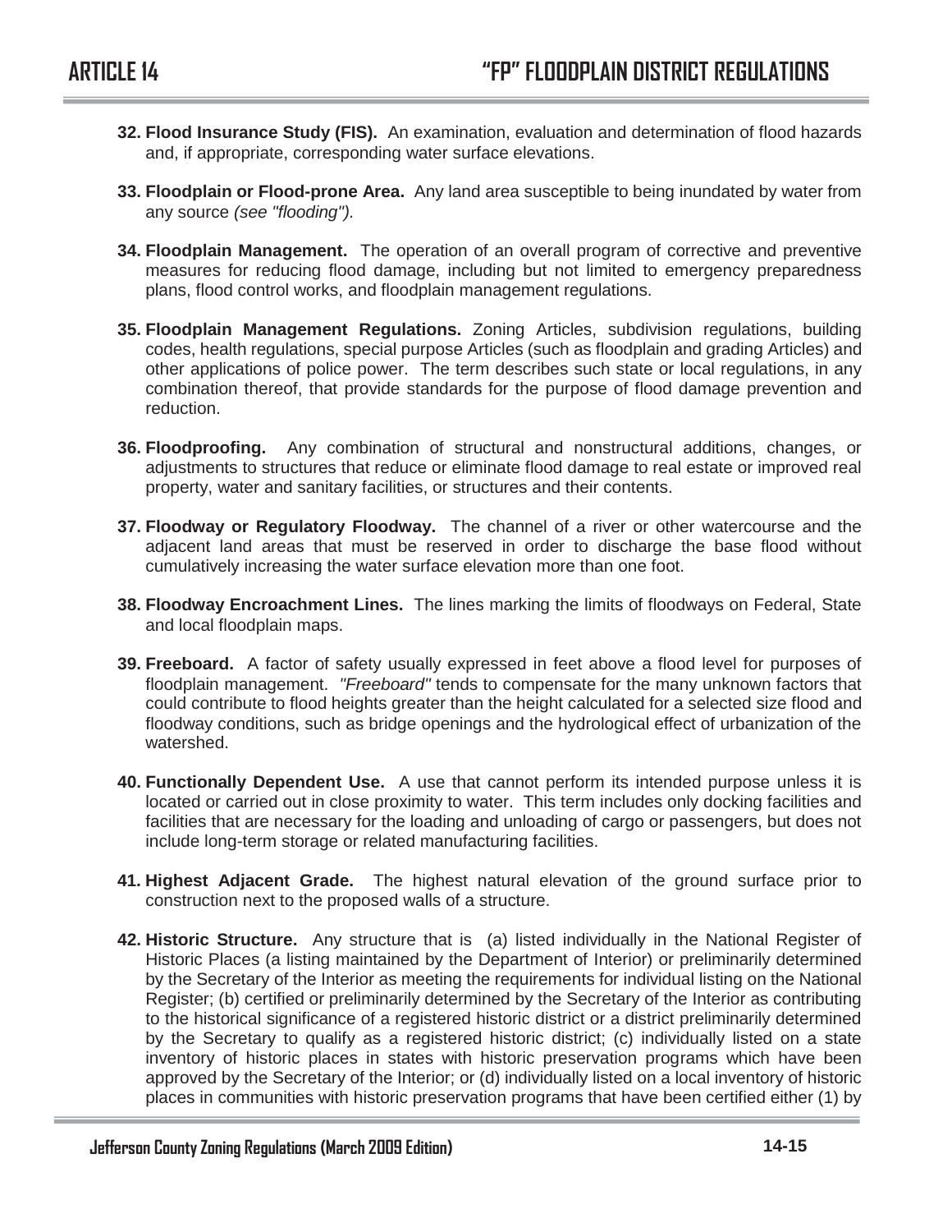32. **Flood Insurance Study (FIS).** An examination, evaluation and determination of flood hazards and, if appropriate, corresponding water surface elevations.

33. **Floodplain or Flood-prone Area.** Any land area susceptible to being inundated by water from any source *(see "flooding").*

34. **Floodplain Management.** The operation of an overall program of corrective and preventive measures for reducing flood damage, including but not limited to emergency preparedness plans, flood control works, and floodplain management regulations.

35. **Floodplain Management Regulations.** Zoning Articles, subdivision regulations, building codes, health regulations, special purpose Articles (such as floodplain and grading Articles) and other applications of police power. The term describes such state or local regulations, in any combination thereof, that provide standards for the purpose of flood damage prevention and reduction.

36. **Floodproofing.** Any combination of structural and nonstructural additions, changes, or adjustments to structures that reduce or eliminate flood damage to real estate or improved real property, water and sanitary facilities, or structures and their contents.

37. **Floodway or Regulatory Floodway.** The channel of a river or other watercourse and the adjacent land areas that must be reserved in order to discharge the base flood without cumulatively increasing the water surface elevation more than one foot.

38. **Floodway Encroachment Lines.** The lines marking the limits of floodways on Federal, State and local floodplain maps.

39. **Freeboard.** A factor of safety usually expressed in feet above a flood level for purposes of floodplain management. *"Freeboard"* tends to compensate for the many unknown factors that could contribute to flood heights greater than the height calculated for a selected size flood and floodway conditions, such as bridge openings and the hydrological effect of urbanization of the watershed.

40. **Functionally Dependent Use.** A use that cannot perform its intended purpose unless it is located or carried out in close proximity to water. This term includes only docking facilities and facilities that are necessary for the loading and unloading of cargo or passengers, but does not include long-term storage or related manufacturing facilities.

41. **Highest Adjacent Grade.** The highest natural elevation of the ground surface prior to construction next to the proposed walls of a structure.

42. **Historic Structure.** Any structure that is (a) listed individually in the National Register of Historic Places (a listing maintained by the Department of Interior) or preliminarily determined by the Secretary of the Interior as meeting the requirements for individual listing on the National Register; (b) certified or preliminarily determined by the Secretary of the Interior as contributing to the historical significance of a registered historic district or a district preliminarily determined by the Secretary to qualify as a registered historic district; (c) individually listed on a state inventory of historic places in states with historic preservation programs which have been approved by the Secretary of the Interior; or (d) individually listed on a local inventory of historic places in communities with historic preservation programs that have been certified either (1) by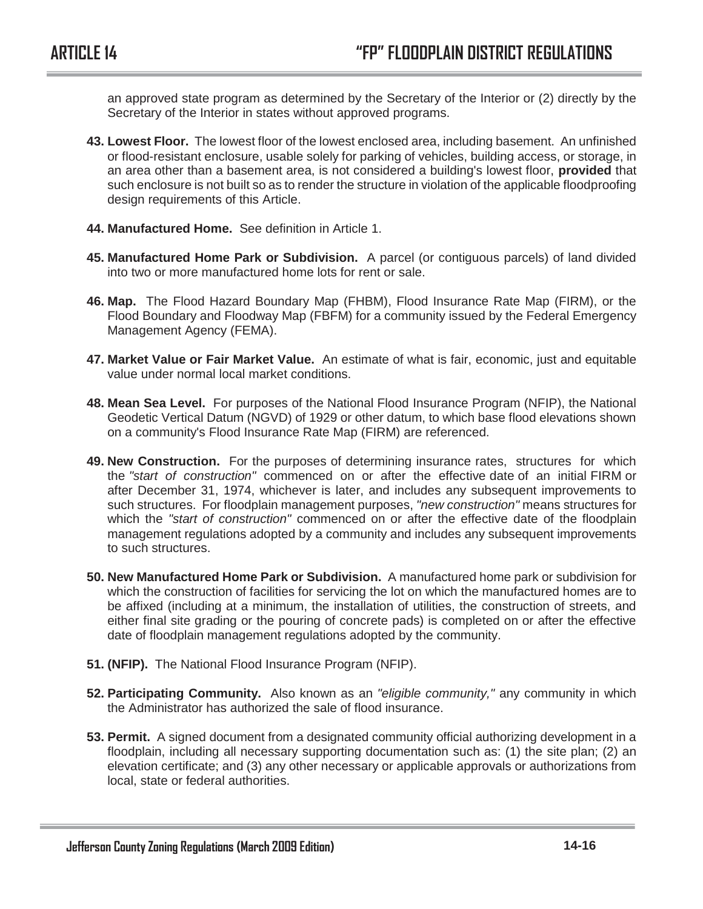an approved state program as determined by the Secretary of the Interior or (2) directly by the Secretary of the Interior in states without approved programs.

43. **Lowest Floor.** The lowest floor of the lowest enclosed area, including basement. An unfinished or flood-resistant enclosure, usable solely for parking of vehicles, building access, or storage, in an area other than a basement area, is not considered a building's lowest floor, **provided** that such enclosure is not built so as to render the structure in violation of the applicable floodproofing design requirements of this Article.

44. **Manufactured Home.** See definition in Article 1.

45. **Manufactured Home Park or Subdivision.** A parcel (or contiguous parcels) of land divided into two or more manufactured home lots for rent or sale.

46. **Map.** The Flood Hazard Boundary Map (FHBM), Flood Insurance Rate Map (FIRM), or the Flood Boundary and Floodway Map (FBFM) for a community issued by the Federal Emergency Management Agency (FEMA).

47. **Market Value or Fair Market Value.** An estimate of what is fair, economic, just and equitable value under normal local market conditions.

48. **Mean Sea Level.** For purposes of the National Flood Insurance Program (NFIP), the National Geodetic Vertical Datum (NGVD) of 1929 or other datum, to which base flood elevations shown on a community's Flood Insurance Rate Map (FIRM) are referenced.

49. **New Construction.** For the purposes of determining insurance rates, structures for which the *"start of construction"* commenced on or after the effective date of an initial FIRM or after December 31, 1974, whichever is later, and includes any subsequent improvements to such structures. For floodplain management purposes, *"new construction"* means structures for which the *"start of construction"* commenced on or after the effective date of the floodplain management regulations adopted by a community and includes any subsequent improvements to such structures.

50. **New Manufactured Home Park or Subdivision.** A manufactured home park or subdivision for which the construction of facilities for servicing the lot on which the manufactured homes are to be affixed (including at a minimum, the installation of utilities, the construction of streets, and either final site grading or the pouring of concrete pads) is completed on or after the effective date of floodplain management regulations adopted by the community.

51. **(NFIP).** The National Flood Insurance Program (NFIP).

52. **Participating Community.** Also known as an *"eligible community,"* any community in which the Administrator has authorized the sale of flood insurance.

53. **Permit.** A signed document from a designated community official authorizing development in a floodplain, including all necessary supporting documentation such as: (1) the site plan; (2) an elevation certificate; and (3) any other necessary or applicable approvals or authorizations from local, state or federal authorities.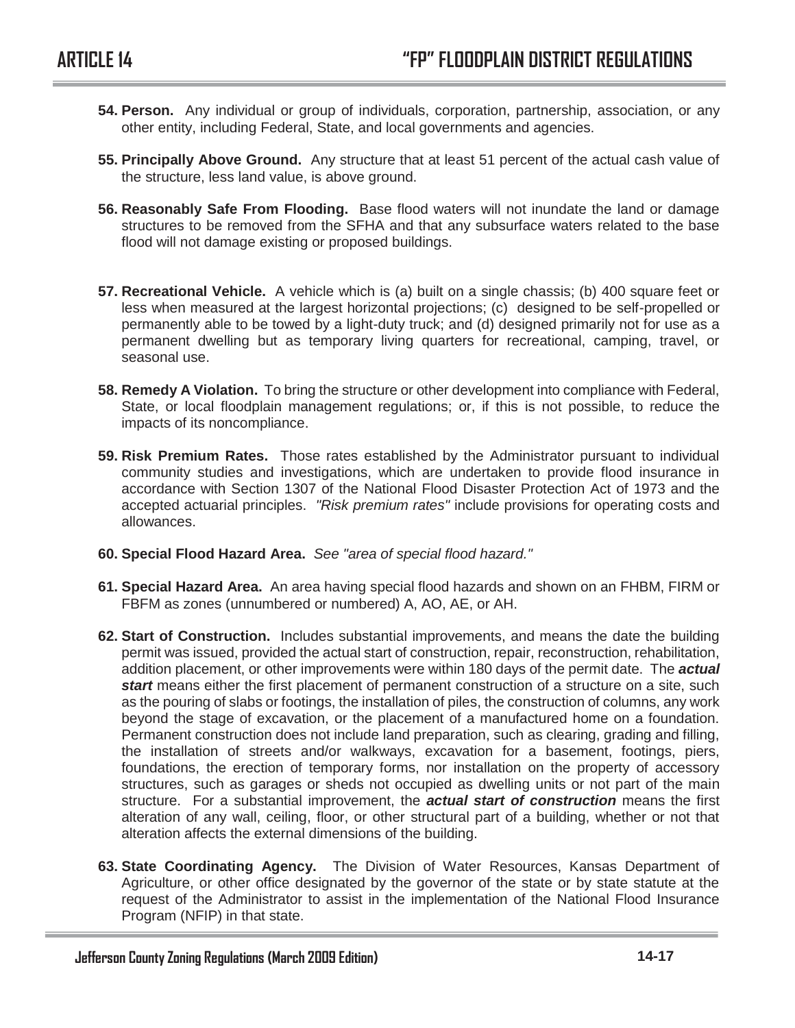**54. Person.** Any individual or group of individuals, corporation, partnership, association, or any other entity, including Federal, State, and local governments and agencies.

**55. Principally Above Ground.** Any structure that at least 51 percent of the actual cash value of the structure, less land value, is above ground.

**56. Reasonably Safe From Flooding.** Base flood waters will not inundate the land or damage structures to be removed from the SFHA and that any subsurface waters related to the base flood will not damage existing or proposed buildings.

**57. Recreational Vehicle.** A vehicle which is (a) built on a single chassis; (b) 400 square feet or less when measured at the largest horizontal projections; (c) designed to be self-propelled or permanently able to be towed by a light-duty truck; and (d) designed primarily not for use as a permanent dwelling but as temporary living quarters for recreational, camping, travel, or seasonal use.

**58. Remedy A Violation.** To bring the structure or other development into compliance with Federal, State, or local floodplain management regulations; or, if this is not possible, to reduce the impacts of its noncompliance.

**59. Risk Premium Rates.** Those rates established by the Administrator pursuant to individual community studies and investigations, which are undertaken to provide flood insurance in accordance with Section 1307 of the National Flood Disaster Protection Act of 1973 and the accepted actuarial principles. *"Risk premium rates"* include provisions for operating costs and allowances.

**60. Special Flood Hazard Area.** *See "area of special flood hazard."*

**61. Special Hazard Area.** An area having special flood hazards and shown on an FHBM, FIRM or FBFM as zones (unnumbered or numbered) A, AO, AE, or AH.

**62. Start of Construction.** Includes substantial improvements, and means the date the building permit was issued, provided the actual start of construction, repair, reconstruction, rehabilitation, addition placement, or other improvements were within 180 days of the permit date. The ***actual start*** means either the first placement of permanent construction of a structure on a site, such as the pouring of slabs or footings, the installation of piles, the construction of columns, any work beyond the stage of excavation, or the placement of a manufactured home on a foundation. Permanent construction does not include land preparation, such as clearing, grading and filling, the installation of streets and/or walkways, excavation for a basement, footings, piers, foundations, the erection of temporary forms, nor installation on the property of accessory structures, such as garages or sheds not occupied as dwelling units or not part of the main structure. For a substantial improvement, the ***actual start of construction*** means the first alteration of any wall, ceiling, floor, or other structural part of a building, whether or not that alteration affects the external dimensions of the building.

**63. State Coordinating Agency.** The Division of Water Resources, Kansas Department of Agriculture, or other office designated by the governor of the state or by state statute at the request of the Administrator to assist in the implementation of the National Flood Insurance Program (NFIP) in that state.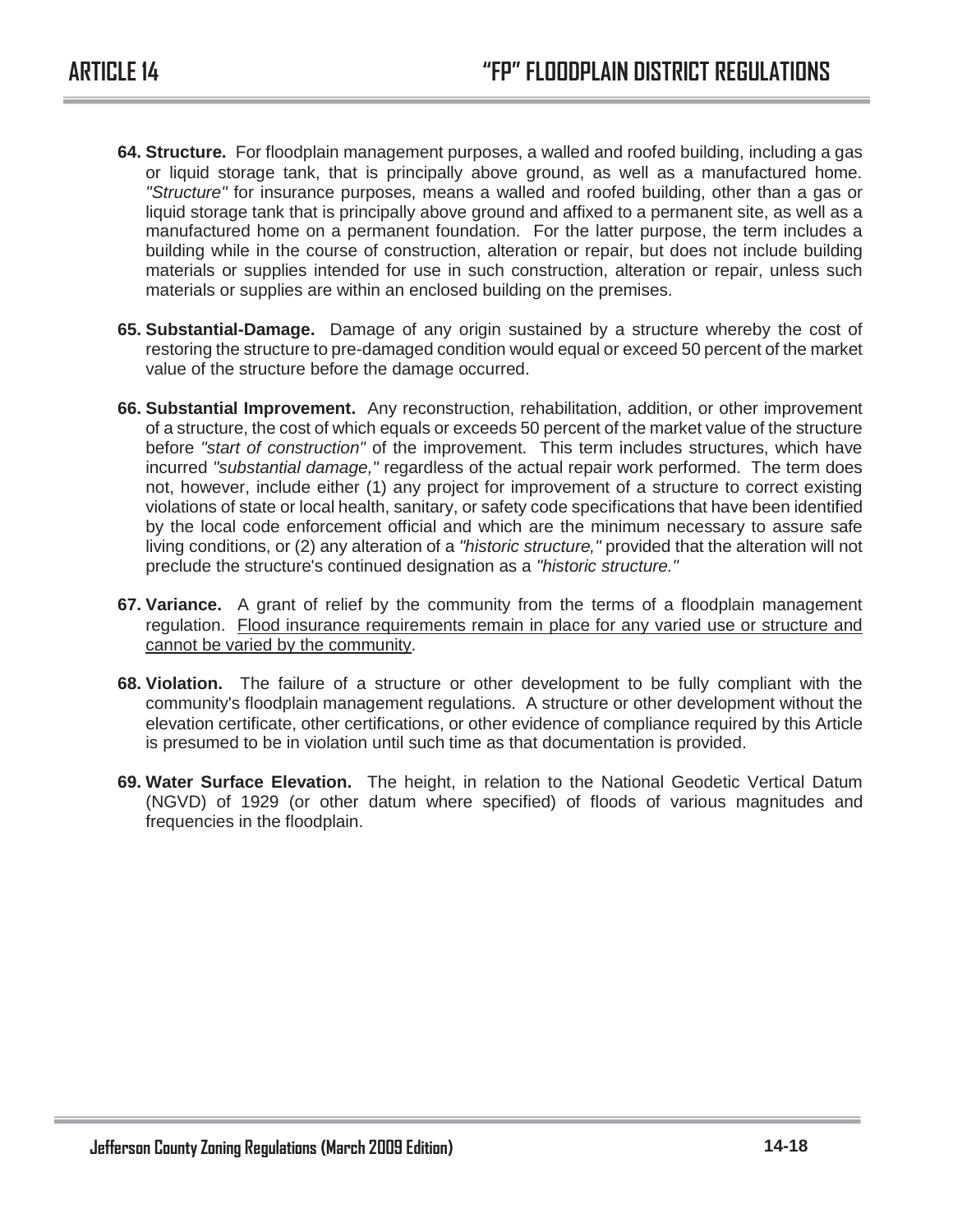64. **Structure.** For floodplain management purposes, a walled and roofed building, including a gas or liquid storage tank, that is principally above ground, as well as a manufactured home. *"Structure"* for insurance purposes, means a walled and roofed building, other than a gas or liquid storage tank that is principally above ground and affixed to a permanent site, as well as a manufactured home on a permanent foundation. For the latter purpose, the term includes a building while in the course of construction, alteration or repair, but does not include building materials or supplies intended for use in such construction, alteration or repair, unless such materials or supplies are within an enclosed building on the premises.

65. **Substantial-Damage.** Damage of any origin sustained by a structure whereby the cost of restoring the structure to pre-damaged condition would equal or exceed 50 percent of the market value of the structure before the damage occurred.

66. **Substantial Improvement.** Any reconstruction, rehabilitation, addition, or other improvement of a structure, the cost of which equals or exceeds 50 percent of the market value of the structure before *"start of construction"* of the improvement. This term includes structures, which have incurred *"substantial damage,"* regardless of the actual repair work performed. The term does not, however, include either (1) any project for improvement of a structure to correct existing violations of state or local health, sanitary, or safety code specifications that have been identified by the local code enforcement official and which are the minimum necessary to assure safe living conditions, or (2) any alteration of a *"historic structure,"* provided that the alteration will not preclude the structure's continued designation as a *"historic structure."*

67. **Variance.** A grant of relief by the community from the terms of a floodplain management regulation. <u>Flood insurance requirements remain in place for any varied use or structure and cannot be varied by the community</u>.

68. **Violation.** The failure of a structure or other development to be fully compliant with the community's floodplain management regulations. A structure or other development without the elevation certificate, other certifications, or other evidence of compliance required by this Article is presumed to be in violation until such time as that documentation is provided.

69. **Water Surface Elevation.** The height, in relation to the National Geodetic Vertical Datum (NGVD) of 1929 (or other datum where specified) of floods of various magnitudes and frequencies in the floodplain.